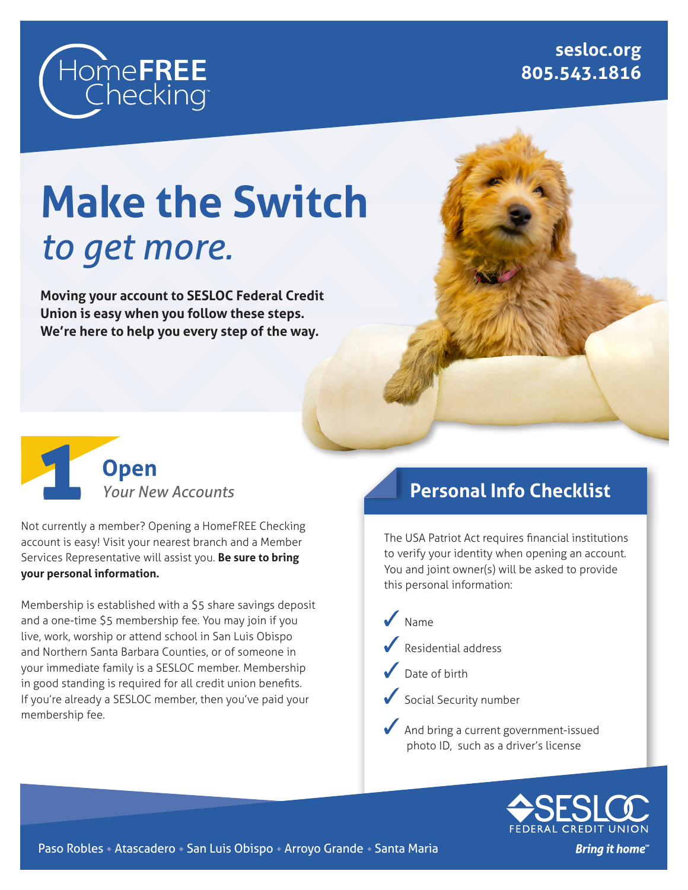HomeFREE Checking™

sesloc.org
805.543.1816

# Make the Switch *to get more.*

**Moving your account to SESLOC Federal Credit Union is easy when you follow these steps. We're here to help you every step of the way.**

## 1 Open *Your New Accounts*

Not currently a member? Opening a HomeFREE Checking account is easy! Visit your nearest branch and a Member Services Representative will assist you. **Be sure to bring your personal information.**

Membership is established with a $5 share savings deposit and a one-time $5 membership fee. You may join if you live, work, worship or attend school in San Luis Obispo and Northern Santa Barbara Counties, or of someone in your immediate family is a SESLOC member. Membership in good standing is required for all credit union benefits. If you're already a SESLOC member, then you've paid your membership fee.

## Personal Info Checklist

The USA Patriot Act requires financial institutions to verify your identity when opening an account. You and joint owner(s) will be asked to provide this personal information:

- ✓ Name
- ✓ Residential address
- ✓ Date of birth
- ✓ Social Security number
- ✓ And bring a current government-issued photo ID, such as a driver's license

Paso Robles • Atascadero • San Luis Obispo • Arroyo Grande • Santa Maria

SESLOC FEDERAL CREDIT UNION

*Bring it home℠*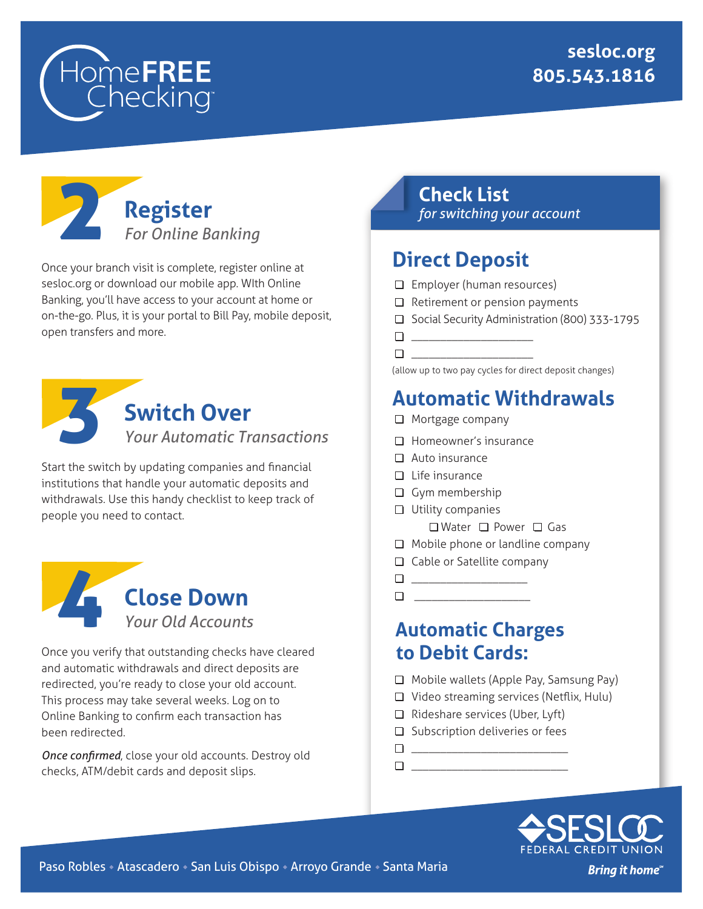# HomeFREE Checking

sesloc.org
805.543.1816

## 2 Register

*For Online Banking*

Once your branch visit is complete, register online at sesloc.org or download our mobile app. WIth Online Banking, you'll have access to your account at home or on-the-go. Plus, it is your portal to Bill Pay, mobile deposit, open transfers and more.

## 3 Switch Over

*Your Automatic Transactions*

Start the switch by updating companies and financial institutions that handle your automatic deposits and withdrawals. Use this handy checklist to keep track of people you need to contact.

## 4 Close Down

*Your Old Accounts*

Once you verify that outstanding checks have cleared and automatic withdrawals and direct deposits are redirected, you're ready to close your old account. This process may take several weeks. Log on to Online Banking to confirm each transaction has been redirected.

*Once confirmed*, close your old accounts. Destroy old checks, ATM/debit cards and deposit slips.

## Check List

*for switching your account*

### Direct Deposit

- ☐ Employer (human resources)
- ☐ Retirement or pension payments
- ☐ Social Security Administration (800) 333-1795
- ☐ ____________________
- ☐ ____________________

(allow up to two pay cycles for direct deposit changes)

### Automatic Withdrawals

- ☐ Mortgage company
- ☐ Homeowner's insurance
- ☐ Auto insurance
- ☐ Life insurance
- ☐ Gym membership
- ☐ Utility companies
  - ☐ Water ☐ Power ☐ Gas
- ☐ Mobile phone or landline company
- ☐ Cable or Satellite company
- ☐ ____________________
- ☐ ____________________

### Automatic Charges to Debit Cards:

- ☐ Mobile wallets (Apple Pay, Samsung Pay)
- ☐ Video streaming services (Netflix, Hulu)
- ☐ Rideshare services (Uber, Lyft)
- ☐ Subscription deliveries or fees
- ☐ ____________________
- ☐ ____________________

Paso Robles • Atascadero • San Luis Obispo • Arroyo Grande • Santa Maria

SESLOC FEDERAL CREDIT UNION

*Bring it home*℠